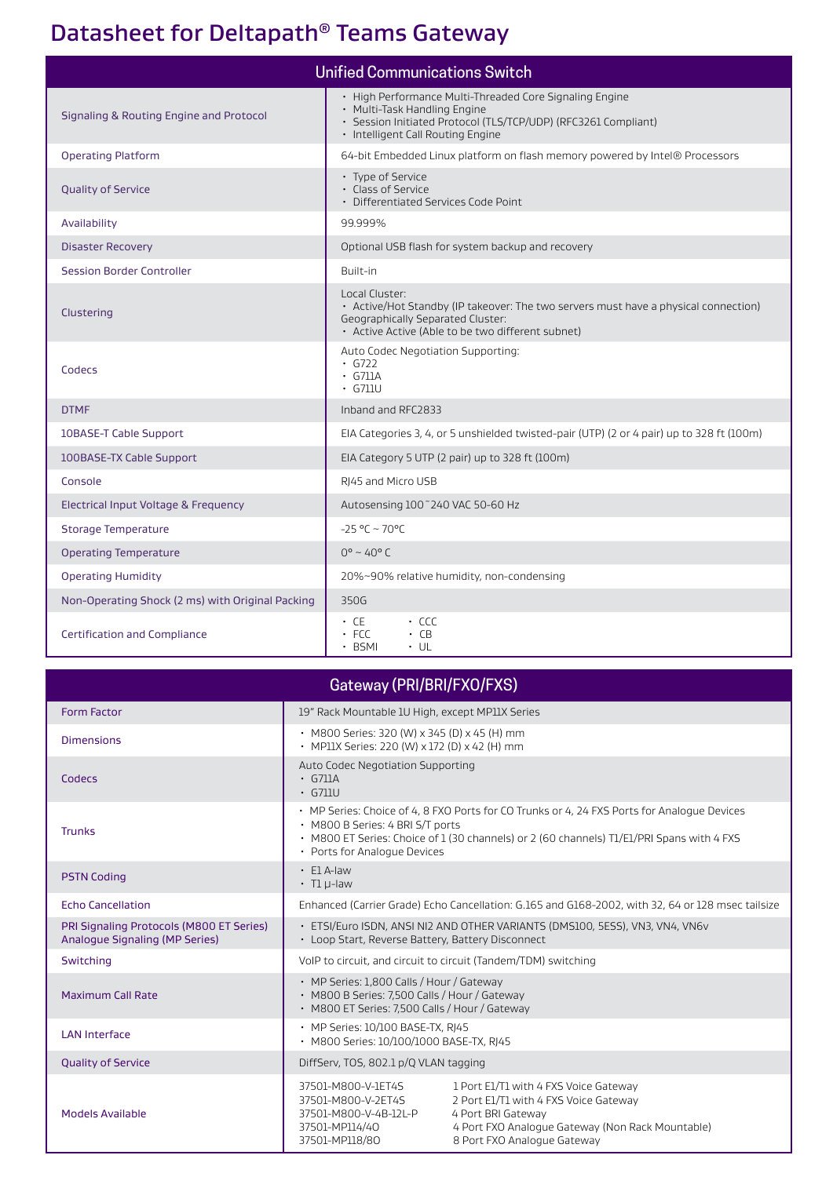# Datasheet for Deltapath® Teams Gateway

| Unified Communications Switch | |
|---|---|
| Signaling & Routing Engine and Protocol | • High Performance Multi-Threaded Core Signaling Engine<br>• Multi-Task Handling Engine<br>• Session Initiated Protocol (TLS/TCP/UDP) (RFC3261 Compliant)<br>• Intelligent Call Routing Engine |
| Operating Platform | 64-bit Embedded Linux platform on flash memory powered by Intel® Processors |
| Quality of Service | • Type of Service<br>• Class of Service<br>• Differentiated Services Code Point |
| Availability | 99.999% |
| Disaster Recovery | Optional USB flash for system backup and recovery |
| Session Border Controller | Built-in |
| Clustering | Local Cluster:<br>• Active/Hot Standby (IP takeover: The two servers must have a physical connection)<br>Geographically Separated Cluster:<br>• Active Active (Able to be two different subnet) |
| Codecs | Auto Codec Negotiation Supporting:<br>• G722<br>• G711A<br>• G711U |
| DTMF | Inband and RFC2833 |
| 10BASE-T Cable Support | EIA Categories 3, 4, or 5 unshielded twisted-pair (UTP) (2 or 4 pair) up to 328 ft (100m) |
| 100BASE-TX Cable Support | EIA Category 5 UTP (2 pair) up to 328 ft (100m) |
| Console | RJ45 and Micro USB |
| Electrical Input Voltage & Frequency | Autosensing 100~240 VAC 50-60 Hz |
| Storage Temperature | -25 °C ~ 70°C |
| Operating Temperature | 0° ~ 40° C |
| Operating Humidity | 20%~90% relative humidity, non-condensing |
| Non-Operating Shock (2 ms) with Original Packing | 350G |
| Certification and Compliance | • CE • CCC<br>• FCC • CB<br>• BSMI • UL |

| Gateway (PRI/BRI/FXO/FXS) | |
|---|---|
| Form Factor | 19" Rack Mountable 1U High, except MP11X Series |
| Dimensions | • M800 Series: 320 (W) x 345 (D) x 45 (H) mm<br>• MP11X Series: 220 (W) x 172 (D) x 42 (H) mm |
| Codecs | Auto Codec Negotiation Supporting<br>• G711A<br>• G711U |
| Trunks | • MP Series: Choice of 4, 8 FXO Ports for CO Trunks or 4, 24 FXS Ports for Analogue Devices<br>• M800 B Series: 4 BRI S/T ports<br>• M800 ET Series: Choice of 1 (30 channels) or 2 (60 channels) T1/E1/PRI Spans with 4 FXS<br>• Ports for Analogue Devices |
| PSTN Coding | • E1 A-law<br>• T1 µ-law |
| Echo Cancellation | Enhanced (Carrier Grade) Echo Cancellation: G.165 and G168-2002, with 32, 64 or 128 msec tailsize |
| PRI Signaling Protocols (M800 ET Series)<br>Analogue Signaling (MP Series) | • ETSI/Euro ISDN, ANSI NI2 AND OTHER VARIANTS (DMS100, 5ESS), VN3, VN4, VN6v<br>• Loop Start, Reverse Battery, Battery Disconnect |
| Switching | VoIP to circuit, and circuit to circuit (Tandem/TDM) switching |
| Maximum Call Rate | • MP Series: 1,800 Calls / Hour / Gateway<br>• M800 B Series: 7,500 Calls / Hour / Gateway<br>• M800 ET Series: 7,500 Calls / Hour / Gateway |
| LAN Interface | • MP Series: 10/100 BASE-TX, RJ45<br>• M800 Series: 10/100/1000 BASE-TX, RJ45 |
| Quality of Service | DiffServ, TOS, 802.1 p/Q VLAN tagging |
| Models Available | 37501-M800-V-1ET4S — 1 Port E1/T1 with 4 FXS Voice Gateway<br>37501-M800-V-2ET4S — 2 Port E1/T1 with 4 FXS Voice Gateway<br>37501-M800-V-4B-12L-P — 4 Port BRI Gateway<br>37501-MP114/4O — 4 Port FXO Analogue Gateway (Non Rack Mountable)<br>37501-MP118/8O — 8 Port FXO Analogue Gateway |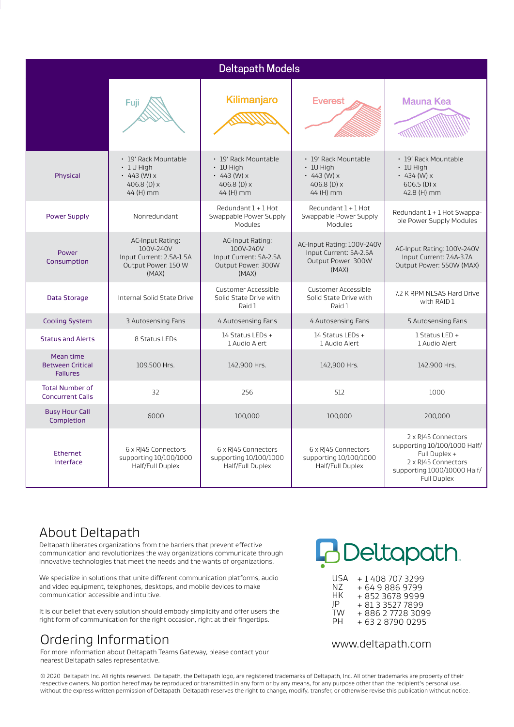| Deltapath Models | Fuji | Kilimanjaro | Everest | Mauna Kea |
|---|---|---|---|---|
| Physical | • 19' Rack Mountable<br>• 1 U High<br>• 443 (W) x 406.8 (D) x 44 (H) mm | • 19' Rack Mountable<br>• 1U High<br>• 443 (W) x 406.8 (D) x 44 (H) mm | • 19' Rack Mountable<br>• 1U High<br>• 443 (W) x 406.8 (D) x 44 (H) mm | • 19' Rack Mountable<br>• 1U High<br>• 434 (W) x 606.5 (D) x 42.8 (H) mm |
| Power Supply | Nonredundant | Redundant 1 + 1 Hot Swappable Power Supply Modules | Redundant 1 + 1 Hot Swappable Power Supply Modules | Redundant 1 + 1 Hot Swappable Power Supply Modules |
| Power Consumption | AC-Input Rating: 100V-240V<br>Input Current: 2.5A-1.5A<br>Output Power: 150 W (MAX) | AC-Input Rating: 100V-240V<br>Input Current: 5A-2.5A<br>Output Power: 300W (MAX) | AC-Input Rating: 100V-240V<br>Input Current: 5A-2.5A<br>Output Power: 300W (MAX) | AC-Input Rating: 100V-240V<br>Input Current: 7.4A-3.7A<br>Output Power: 550W (MAX) |
| Data Storage | Internal Solid State Drive | Customer Accessible Solid State Drive with Raid 1 | Customer Accessible Solid State Drive with Raid 1 | 7.2 K RPM NLSAS Hard Drive with RAID 1 |
| Cooling System | 3 Autosensing Fans | 4 Autosensing Fans | 4 Autosensing Fans | 5 Autosensing Fans |
| Status and Alerts | 8 Status LEDs | 14 Status LEDs + 1 Audio Alert | 14 Status LEDs + 1 Audio Alert | 1 Status LED + 1 Audio Alert |
| Mean time Between Critical Failures | 109,500 Hrs. | 142,900 Hrs. | 142,900 Hrs. | 142,900 Hrs. |
| Total Number of Concurrent Calls | 32 | 256 | 512 | 1000 |
| Busy Hour Call Completion | 6000 | 100,000 | 100,000 | 200,000 |
| Ethernet Interface | 6 x RJ45 Connectors supporting 10/100/1000 Half/Full Duplex | 6 x RJ45 Connectors supporting 10/100/1000 Half/Full Duplex | 6 x RJ45 Connectors supporting 10/100/1000 Half/Full Duplex | 2 x RJ45 Connectors supporting 10/100/1000 Half/Full Duplex + 2 x RJ45 Connectors supporting 1000/10000 Half/Full Duplex |

## About Deltapath

Deltapath liberates organizations from the barriers that prevent effective communication and revolutionizes the way organizations communicate through innovative technologies that meet the needs and the wants of organizations.

We specialize in solutions that unite different communication platforms, audio and video equipment, telephones, desktops, and mobile devices to make communication accessible and intuitive.

It is our belief that every solution should embody simplicity and offer users the right form of communication for the right occasion, right at their fingertips.

## Ordering Information

For more information about Deltapath Teams Gateway, please contact your nearest Deltapath sales representative.

Deltapath

| | |
|---|---|
| USA | + 1 408 707 3299 |
| NZ | + 64 9 886 9799 |
| HK | + 852 3678 9999 |
| JP | + 81 3 3527 7899 |
| TW | + 886 2 7728 3099 |
| PH | + 63 2 8790 0295 |

www.deltapath.com

© 2020 Deltapath Inc. All rights reserved. Deltapath, the Deltapath logo, are registered trademarks of Deltapath, Inc. All other trademarks are property of their respective owners. No portion hereof may be reproduced or transmitted in any form or by any means, for any purpose other than the recipient's personal use, without the express written permission of Deltapath. Deltapath reserves the right to change, modify, transfer, or otherwise revise this publication without notice.